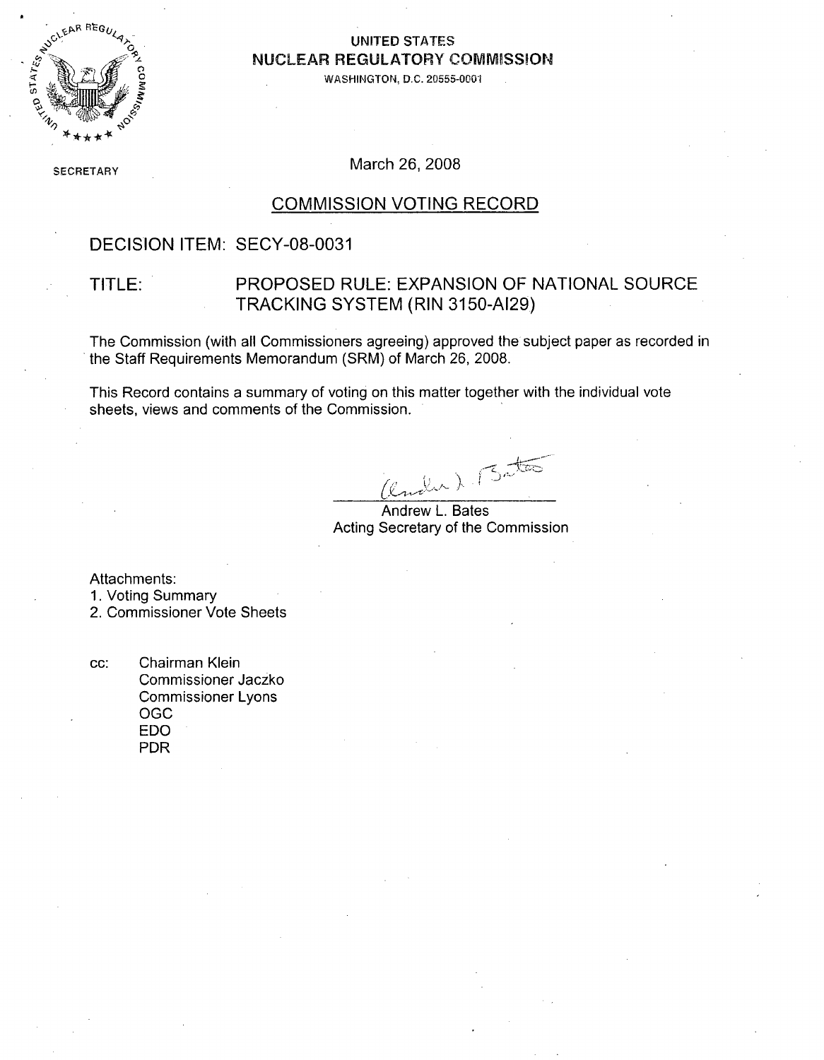UNITED STATES
**NUCLEAR REGULATORY COMMISSION**
WASHINGTON, D.C. 20555-0001

SECRETARY

March 26, 2008

## COMMISSION VOTING RECORD

DECISION ITEM: SECY-08-0031

TITLE: PROPOSED RULE: EXPANSION OF NATIONAL SOURCE TRACKING SYSTEM (RIN 3150-AI29)

The Commission (with all Commissioners agreeing) approved the subject paper as recorded in the Staff Requirements Memorandum (SRM) of March 26, 2008.

This Record contains a summary of voting on this matter together with the individual vote sheets, views and comments of the Commission.

Andrew L. Bates
Acting Secretary of the Commission

Attachments:
1. Voting Summary
2. Commissioner Vote Sheets

cc: Chairman Klein
Commissioner Jaczko
Commissioner Lyons
OGC
EDO
PDR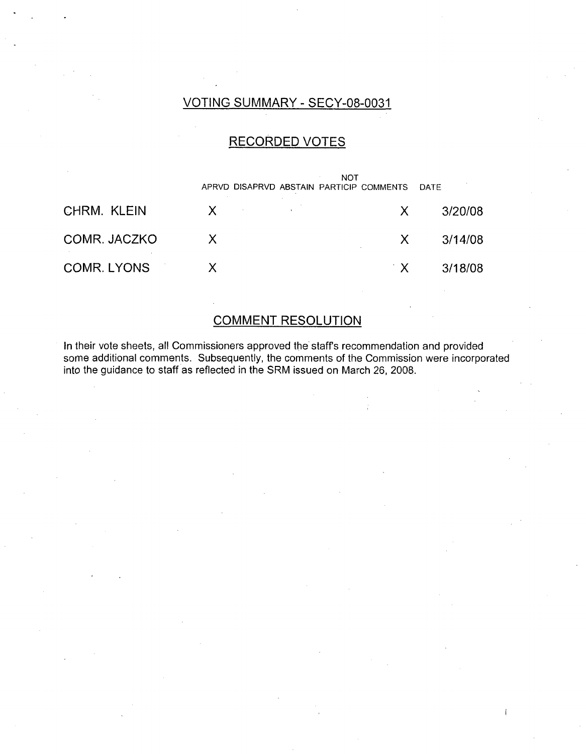## VOTING SUMMARY - SECY-08-0031

### RECORDED VOTES

| | APRVD | DISAPRVD | ABSTAIN | NOT PARTICIP | COMMENTS | DATE |
|---|---|---|---|---|---|---|
| CHRM. KLEIN | X | | | | X | 3/20/08 |
| COMR. JACZKO | X | | | | X | 3/14/08 |
| COMR. LYONS | X | | | | X | 3/18/08 |

### COMMENT RESOLUTION

In their vote sheets, all Commissioners approved the staff's recommendation and provided some additional comments. Subsequently, the comments of the Commission were incorporated into the guidance to staff as reflected in the SRM issued on March 26, 2008.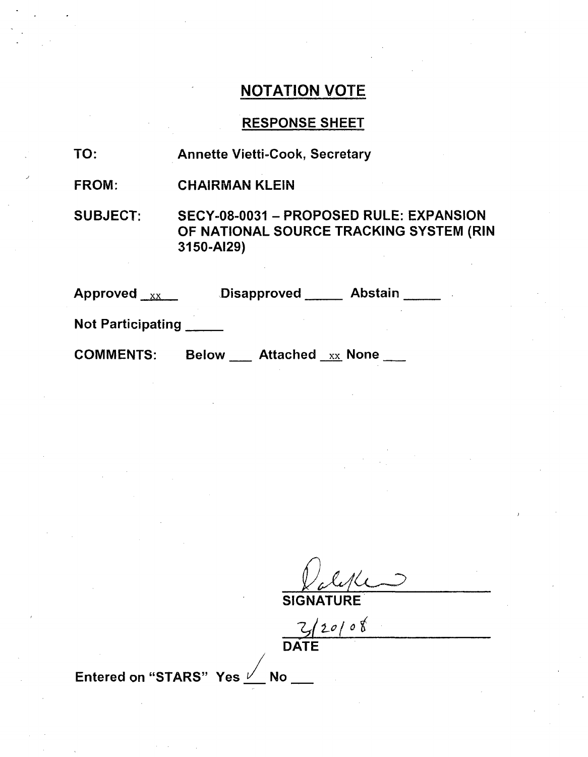## NOTATION VOTE

## RESPONSE SHEET

**TO:** Annette Vietti-Cook, Secretary

**FROM:** CHAIRMAN KLEIN

**SUBJECT:** SECY-08-0031 – PROPOSED RULE: EXPANSION OF NATIONAL SOURCE TRACKING SYSTEM (RIN 3150-AI29)

**Approved** xx **Disapproved** \_\_\_\_\_ **Abstain** \_\_\_\_\_

**Not Participating** \_\_\_\_\_

**COMMENTS:** Below \_\_\_ Attached xx None \_\_\_

[signature]

**SIGNATURE**

3/20/08

**DATE**

**Entered on "STARS"** Yes ✓ No \_\_\_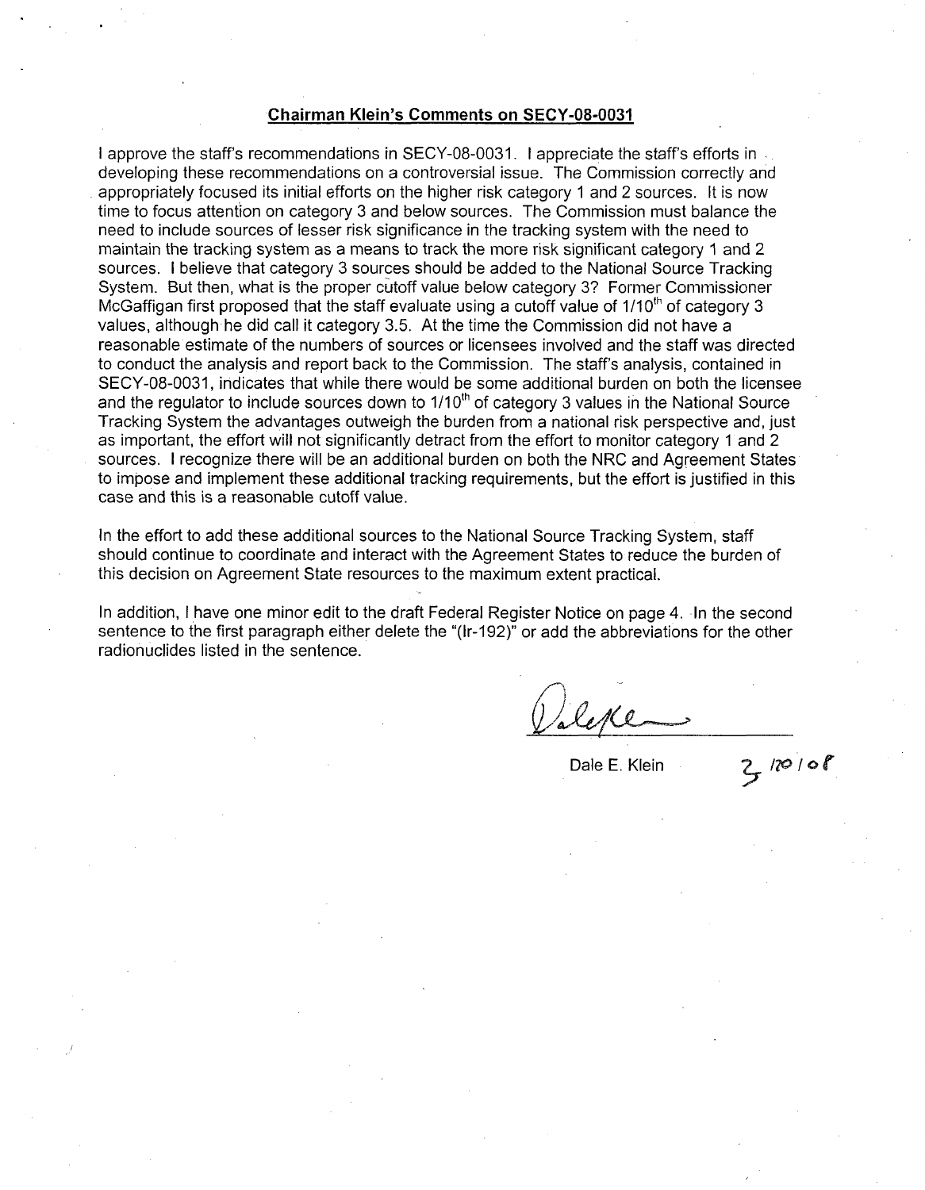**Chairman Klein's Comments on SECY-08-0031**

I approve the staff's recommendations in SECY-08-0031. I appreciate the staff's efforts in developing these recommendations on a controversial issue. The Commission correctly and appropriately focused its initial efforts on the higher risk category 1 and 2 sources. It is now time to focus attention on category 3 and below sources. The Commission must balance the need to include sources of lesser risk significance in the tracking system with the need to maintain the tracking system as a means to track the more risk significant category 1 and 2 sources. I believe that category 3 sources should be added to the National Source Tracking System. But then, what is the proper cutoff value below category 3? Former Commissioner McGaffigan first proposed that the staff evaluate using a cutoff value of 1/10th of category 3 values, although he did call it category 3.5. At the time the Commission did not have a reasonable estimate of the numbers of sources or licensees involved and the staff was directed to conduct the analysis and report back to the Commission. The staff's analysis, contained in SECY-08-0031, indicates that while there would be some additional burden on both the licensee and the regulator to include sources down to 1/10th of category 3 values in the National Source Tracking System the advantages outweigh the burden from a national risk perspective and, just as important, the effort will not significantly detract from the effort to monitor category 1 and 2 sources. I recognize there will be an additional burden on both the NRC and Agreement States to impose and implement these additional tracking requirements, but the effort is justified in this case and this is a reasonable cutoff value.

In the effort to add these additional sources to the National Source Tracking System, staff should continue to coordinate and interact with the Agreement States to reduce the burden of this decision on Agreement State resources to the maximum extent practical.

In addition, I have one minor edit to the draft Federal Register Notice on page 4. In the second sentence to the first paragraph either delete the "(Ir-192)" or add the abbreviations for the other radionuclides listed in the sentence.

Dale E. Klein 3/20/08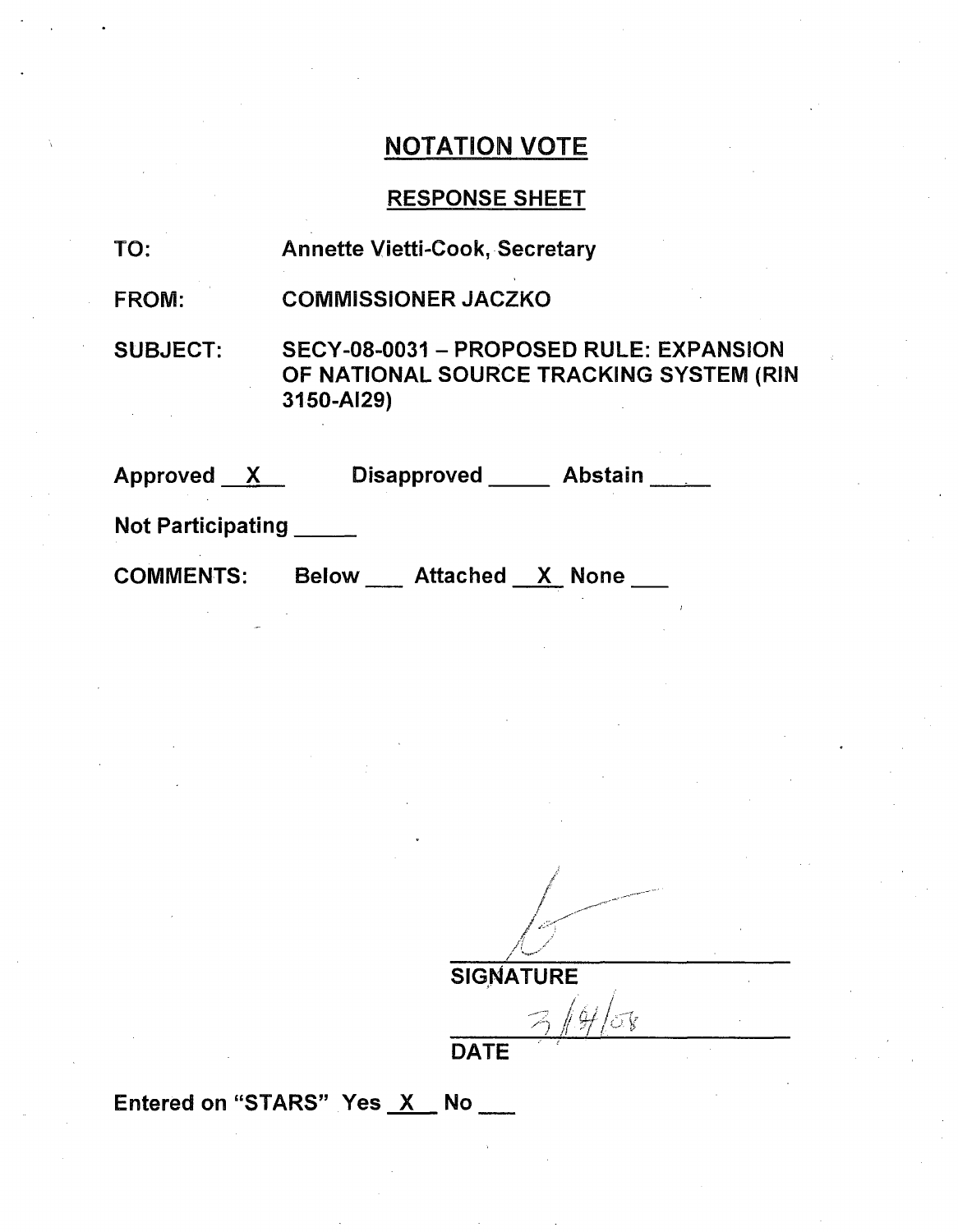## NOTATION VOTE

### RESPONSE SHEET

TO: Annette Vietti-Cook, Secretary

FROM: COMMISSIONER JACZKO

SUBJECT: SECY-08-0031 – PROPOSED RULE: EXPANSION OF NATIONAL SOURCE TRACKING SYSTEM (RIN 3150-AI29)

Approved __X__ Disapproved _____ Abstain _____

Not Participating _____

COMMENTS: Below ___ Attached __X__ None ___

SIGNATURE

3/19/08

DATE

Entered on "STARS" Yes __X__ No ___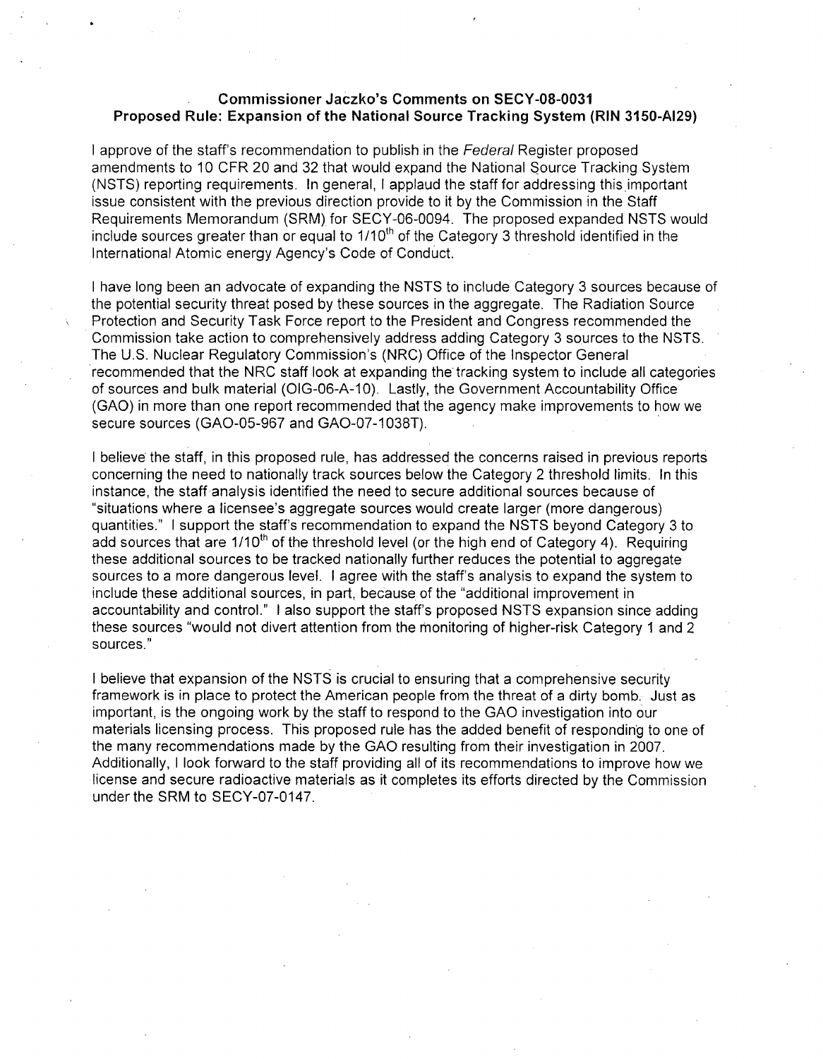**Commissioner Jaczko's Comments on SECY-08-0031**
**Proposed Rule: Expansion of the National Source Tracking System (RIN 3150-AI29)**

I approve of the staff's recommendation to publish in the *Federal* Register proposed amendments to 10 CFR 20 and 32 that would expand the National Source Tracking System (NSTS) reporting requirements. In general, I applaud the staff for addressing this important issue consistent with the previous direction provide to it by the Commission in the Staff Requirements Memorandum (SRM) for SECY-06-0094. The proposed expanded NSTS would include sources greater than or equal to 1/10$^{th}$ of the Category 3 threshold identified in the International Atomic energy Agency's Code of Conduct.

I have long been an advocate of expanding the NSTS to include Category 3 sources because of the potential security threat posed by these sources in the aggregate. The Radiation Source Protection and Security Task Force report to the President and Congress recommended the Commission take action to comprehensively address adding Category 3 sources to the NSTS. The U.S. Nuclear Regulatory Commission's (NRC) Office of the Inspector General recommended that the NRC staff look at expanding the tracking system to include all categories of sources and bulk material (OIG-06-A-10). Lastly, the Government Accountability Office (GAO) in more than one report recommended that the agency make improvements to how we secure sources (GAO-05-967 and GAO-07-1038T).

I believe the staff, in this proposed rule, has addressed the concerns raised in previous reports concerning the need to nationally track sources below the Category 2 threshold limits. In this instance, the staff analysis identified the need to secure additional sources because of "situations where a licensee's aggregate sources would create larger (more dangerous) quantities." I support the staff's recommendation to expand the NSTS beyond Category 3 to add sources that are 1/10$^{th}$ of the threshold level (or the high end of Category 4). Requiring these additional sources to be tracked nationally further reduces the potential to aggregate sources to a more dangerous level. I agree with the staff's analysis to expand the system to include these additional sources, in part, because of the "additional improvement in accountability and control." I also support the staff's proposed NSTS expansion since adding these sources "would not divert attention from the monitoring of higher-risk Category 1 and 2 sources."

I believe that expansion of the NSTS is crucial to ensuring that a comprehensive security framework is in place to protect the American people from the threat of a dirty bomb. Just as important, is the ongoing work by the staff to respond to the GAO investigation into our materials licensing process. This proposed rule has the added benefit of responding to one of the many recommendations made by the GAO resulting from their investigation in 2007. Additionally, I look forward to the staff providing all of its recommendations to improve how we license and secure radioactive materials as it completes its efforts directed by the Commission under the SRM to SECY-07-0147.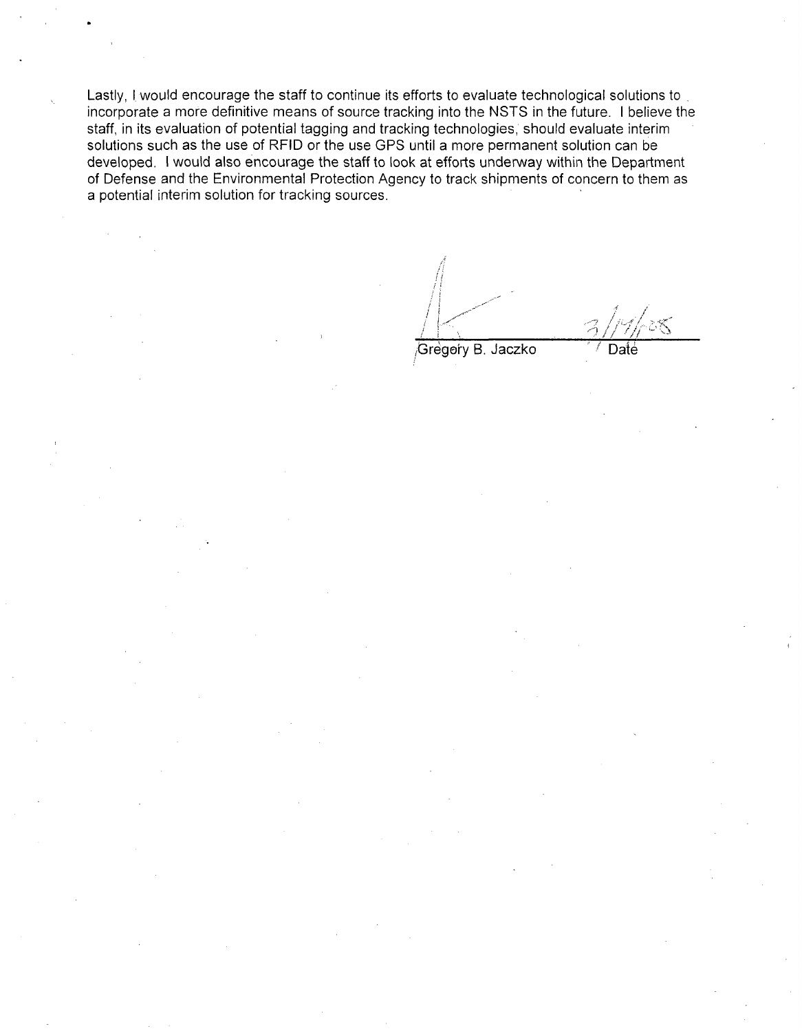Lastly, I would encourage the staff to continue its efforts to evaluate technological solutions to incorporate a more definitive means of source tracking into the NSTS in the future. I believe the staff, in its evaluation of potential tagging and tracking technologies, should evaluate interim solutions such as the use of RFID or the use GPS until a more permanent solution can be developed. I would also encourage the staff to look at efforts underway within the Department of Defense and the Environmental Protection Agency to track shipments of concern to them as a potential interim solution for tracking sources.

Gregory B. Jaczko 3/14/08

Date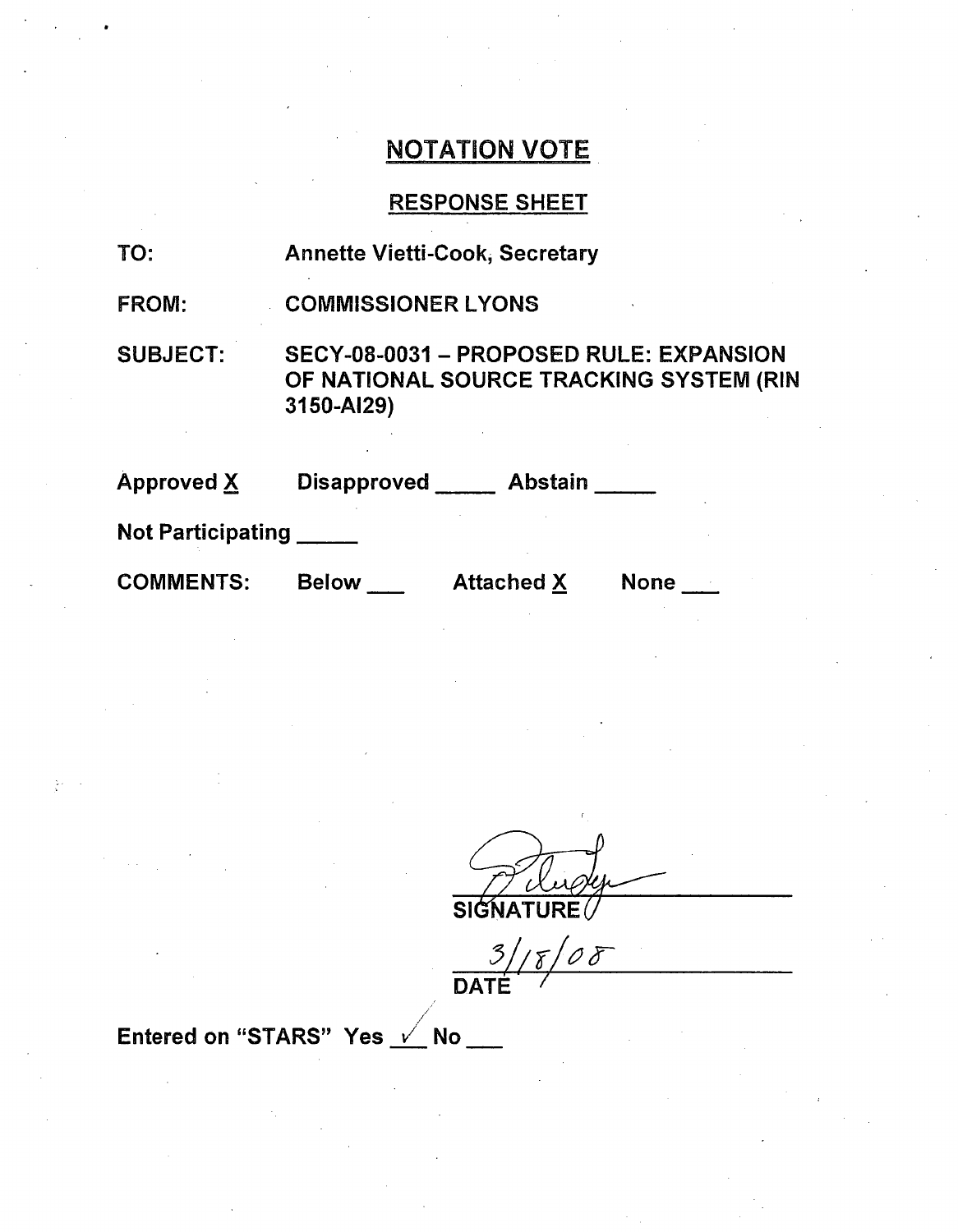# NOTATION VOTE

## RESPONSE SHEET

TO: Annette Vietti-Cook, Secretary

FROM: COMMISSIONER LYONS

SUBJECT: SECY-08-0031 – PROPOSED RULE: EXPANSION OF NATIONAL SOURCE TRACKING SYSTEM (RIN 3150-AI29)

Approved X Disapproved _____ Abstain _____

Not Participating _____

COMMENTS: Below ___ Attached X None ___

SIGNATURE

3/18/08

DATE

Entered on "STARS" Yes ✓ No ___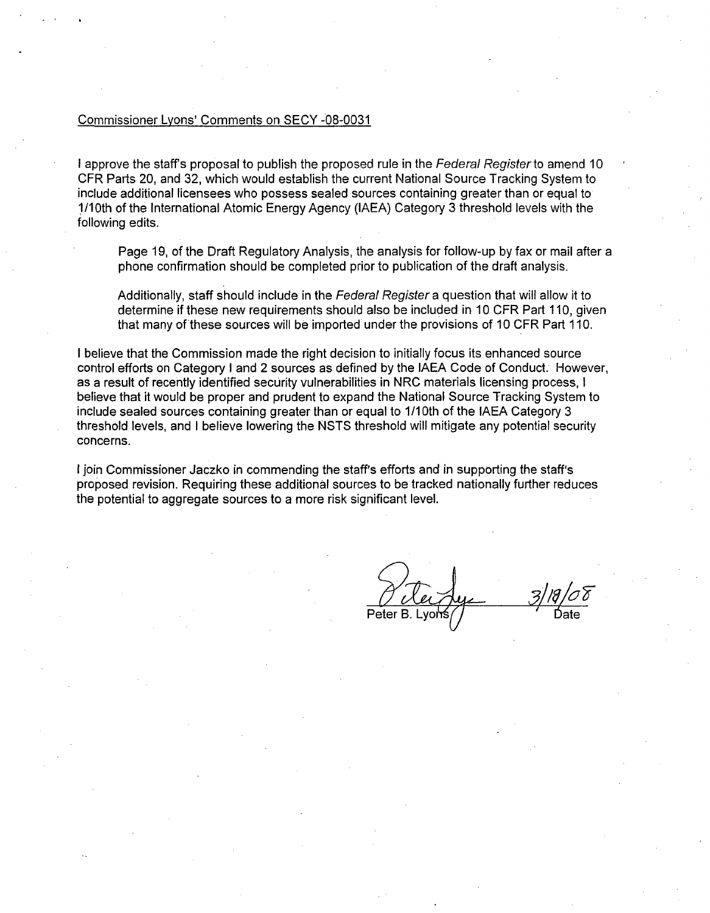Commissioner Lyons' Comments on SECY -08-0031

I approve the staff's proposal to publish the proposed rule in the *Federal Register* to amend 10 CFR Parts 20, and 32, which would establish the current National Source Tracking System to include additional licensees who possess sealed sources containing greater than or equal to 1/10th of the International Atomic Energy Agency (IAEA) Category 3 threshold levels with the following edits.

> Page 19, of the Draft Regulatory Analysis, the analysis for follow-up by fax or mail after a phone confirmation should be completed prior to publication of the draft analysis.
>
> Additionally, staff should include in the *Federal Register* a question that will allow it to determine if these new requirements should also be included in 10 CFR Part 110, given that many of these sources will be imported under the provisions of 10 CFR Part 110.

I believe that the Commission made the right decision to initially focus its enhanced source control efforts on Category I and 2 sources as defined by the IAEA Code of Conduct. However, as a result of recently identified security vulnerabilities in NRC materials licensing process, I believe that it would be proper and prudent to expand the National Source Tracking System to include sealed sources containing greater than or equal to 1/10th of the IAEA Category 3 threshold levels, and I believe lowering the NSTS threshold will mitigate any potential security concerns.

I join Commissioner Jaczko in commending the staff's efforts and in supporting the staff's proposed revision. Requiring these additional sources to be tracked nationally further reduces the potential to aggregate sources to a more risk significant level.

Peter B. Lyons — 3/19/08

Date